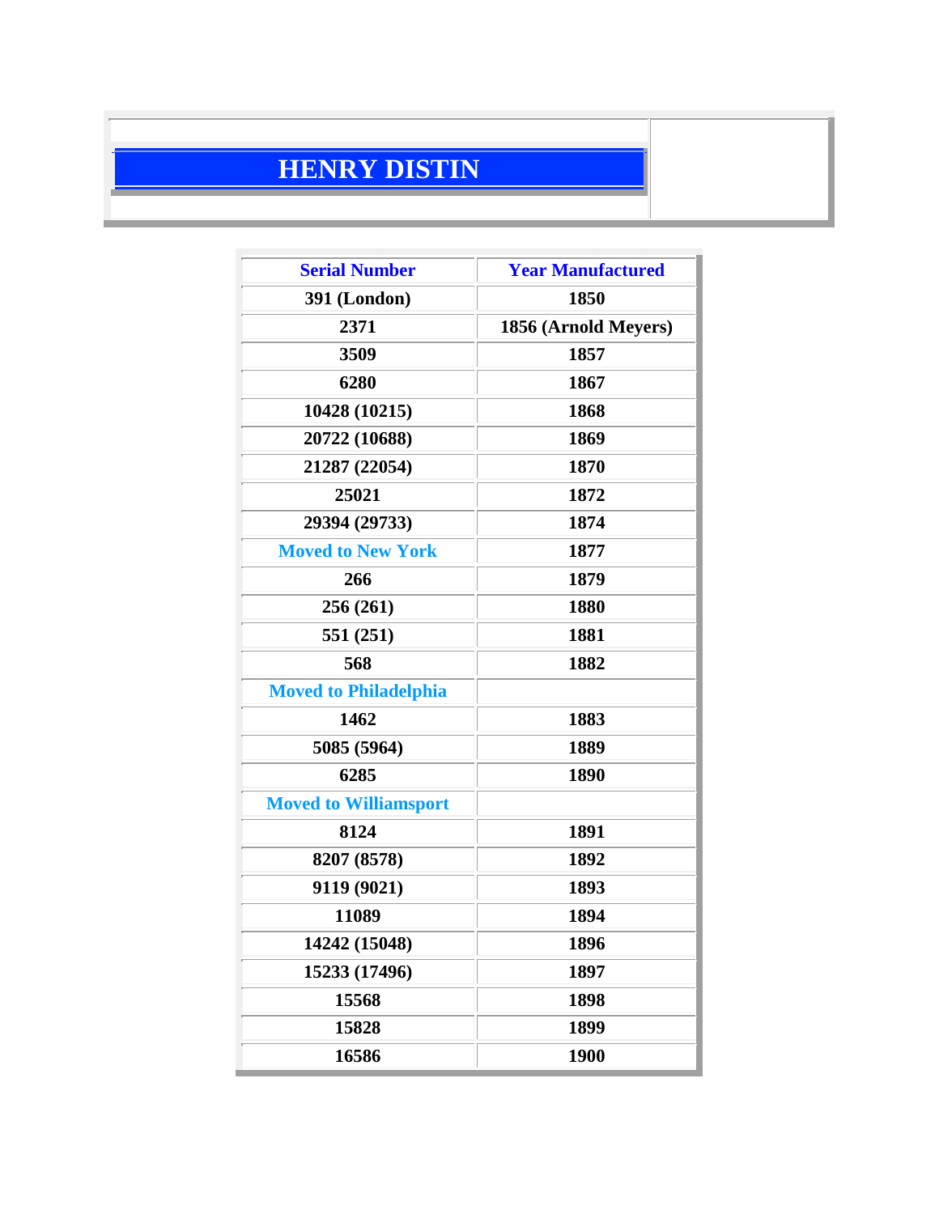# HENRY DISTIN

| Serial Number | Year Manufactured |
|---|---|
| 391 (London) | 1850 |
| 2371 | 1856 (Arnold Meyers) |
| 3509 | 1857 |
| 6280 | 1867 |
| 10428 (10215) | 1868 |
| 20722 (10688) | 1869 |
| 21287 (22054) | 1870 |
| 25021 | 1872 |
| 29394 (29733) | 1874 |
| Moved to New York | 1877 |
| 266 | 1879 |
| 256 (261) | 1880 |
| 551 (251) | 1881 |
| 568 | 1882 |
| Moved to Philadelphia | |
| 1462 | 1883 |
| 5085 (5964) | 1889 |
| 6285 | 1890 |
| Moved to Williamsport | |
| 8124 | 1891 |
| 8207 (8578) | 1892 |
| 9119 (9021) | 1893 |
| 11089 | 1894 |
| 14242 (15048) | 1896 |
| 15233 (17496) | 1897 |
| 15568 | 1898 |
| 15828 | 1899 |
| 16586 | 1900 |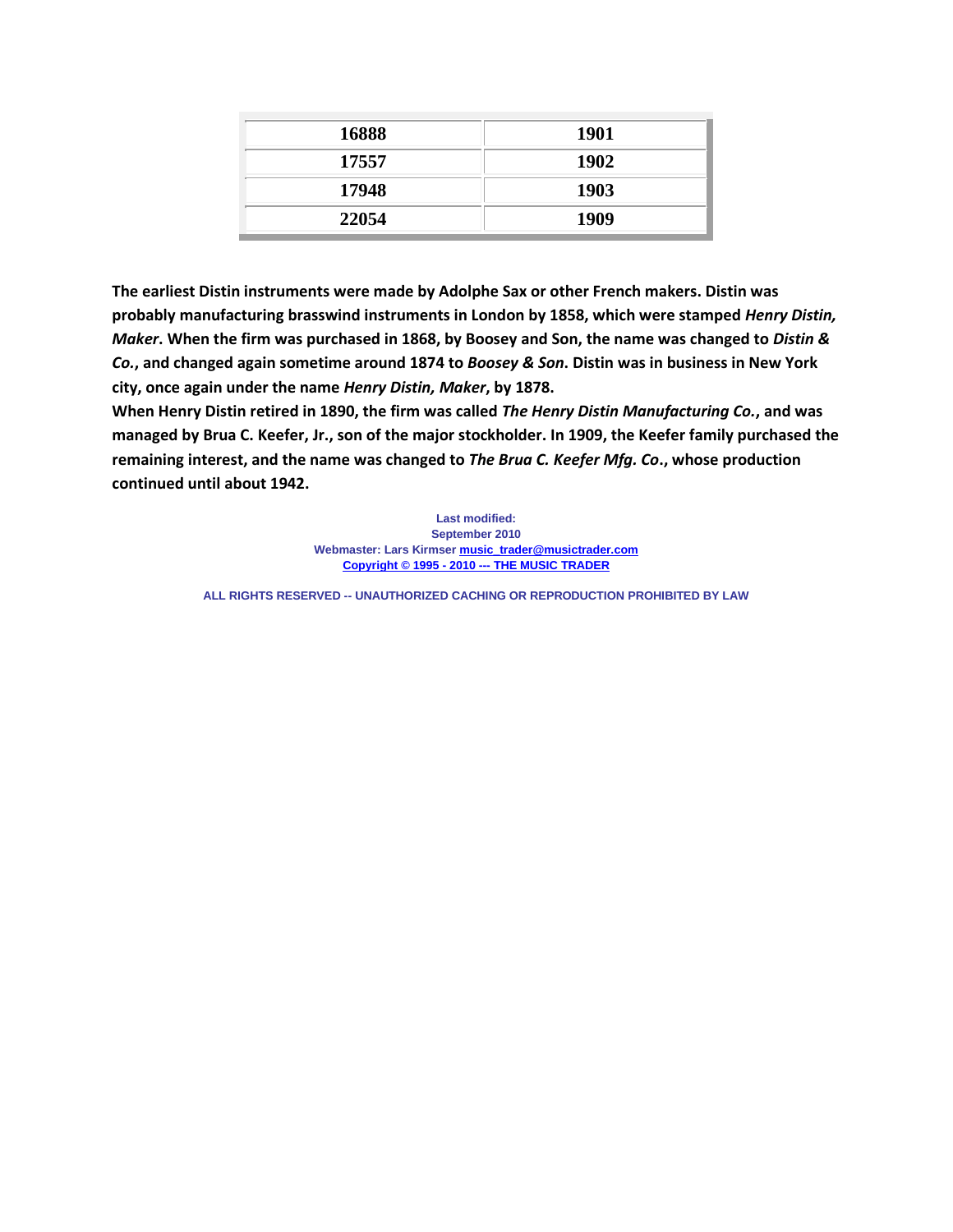| | |
|---|---|
| 16888 | 1901 |
| 17557 | 1902 |
| 17948 | 1903 |
| 22054 | 1909 |

**The earliest Distin instruments were made by Adolphe Sax or other French makers. Distin was probably manufacturing brasswind instruments in London by 1858, which were stamped *Henry Distin, Maker*. When the firm was purchased in 1868, by Boosey and Son, the name was changed to *Distin & Co.*, and changed again sometime around 1874 to *Boosey & Son*. Distin was in business in New York city, once again under the name *Henry Distin, Maker*, by 1878.**

**When Henry Distin retired in 1890, the firm was called *The Henry Distin Manufacturing Co.*, and was managed by Brua C. Keefer, Jr., son of the major stockholder. In 1909, the Keefer family purchased the remaining interest, and the name was changed to *The Brua C. Keefer Mfg. Co*., whose production continued until about 1942.**

**Last modified:**
**September 2010**
**Webmaster: Lars Kirmser music_trader@musictrader.com**
**Copyright © 1995 - 2010 --- THE MUSIC TRADER**

**ALL RIGHTS RESERVED -- UNAUTHORIZED CACHING OR REPRODUCTION PROHIBITED BY LAW**